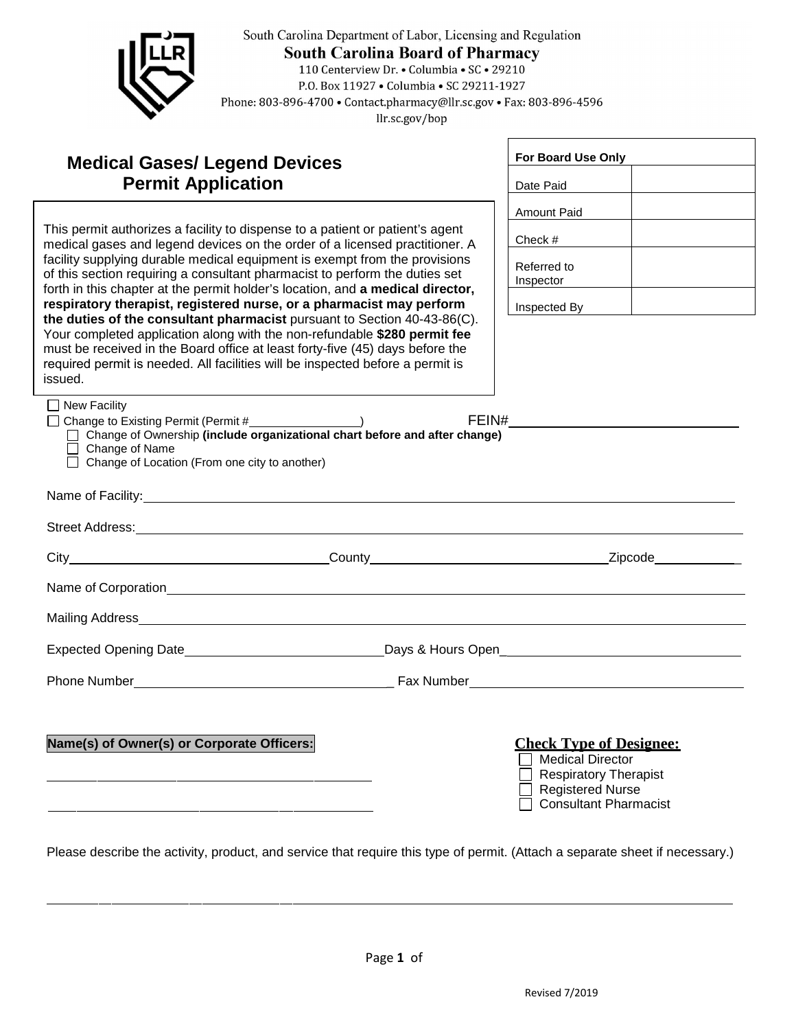South Carolina Department of Labor, Licensing and Regulation
**South Carolina Board of Pharmacy**
110 Centerview Dr. • Columbia • SC • 29210
P.O. Box 11927 • Columbia • SC 29211-1927
Phone: 803-896-4700 • Contact.pharmacy@llr.sc.gov • Fax: 803-896-4596
llr.sc.gov/bop

# Medical Gases/ Legend Devices Permit Application

| For Board Use Only | |
|---|---|
| Date Paid | |
| Amount Paid | |
| Check # | |
| Referred to Inspector | |
| Inspected By | |

This permit authorizes a facility to dispense to a patient or patient's agent medical gases and legend devices on the order of a licensed practitioner. A facility supplying durable medical equipment is exempt from the provisions of this section requiring a consultant pharmacist to perform the duties set forth in this chapter at the permit holder's location, and **a medical director, respiratory therapist, registered nurse, or a pharmacist may perform the duties of the consultant pharmacist** pursuant to Section 40-43-86(C). Your completed application along with the non-refundable **$280 permit fee** must be received in the Board office at least forty-five (45) days before the required permit is needed. All facilities will be inspected before a permit is issued.

☐ New Facility
☐ Change to Existing Permit (Permit #________________) FEIN#______________________________
- ☐ Change of Ownership **(include organizational chart before and after change)**
- ☐ Change of Name
- ☐ Change of Location (From one city to another)

Name of Facility:______________________________________________________________

Street Address:______________________________________________________________

City______________________________County______________________________Zipcode____________

Name of Corporation______________________________________________________________

Mailing Address______________________________________________________________

Expected Opening Date____________________________Days & Hours Open_____________________________

Phone Number_________________________________ Fax Number_________________________________

**Name(s) of Owner(s) or Corporate Officers:**

______________________________________________

______________________________________________

**Check Type of Designee:**
- ☐ Medical Director
- ☐ Respiratory Therapist
- ☐ Registered Nurse
- ☐ Consultant Pharmacist

Please describe the activity, product, and service that require this type of permit. (Attach a separate sheet if necessary.)

______________________________________________________________________________________

Revised 7/2019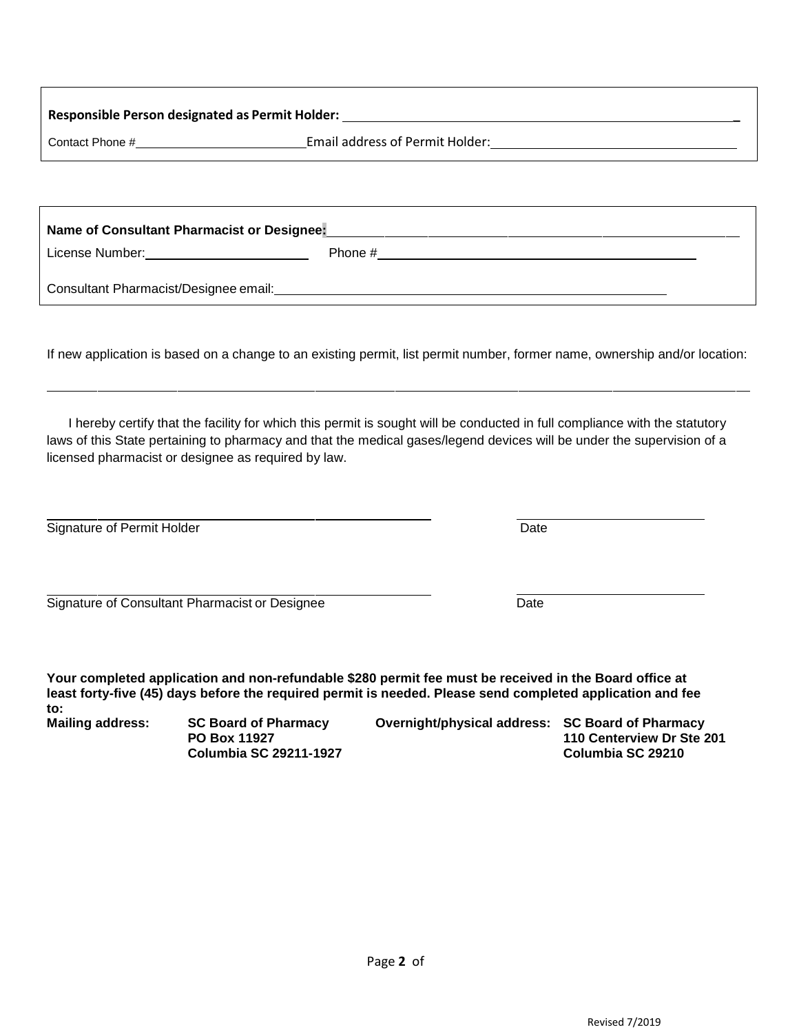**Responsible Person designated as Permit Holder:** ______________________________________________

Contact Phone # ________________________ Email address of Permit Holder: ________________________________

**Name of Consultant Pharmacist or Designee:** ____________________________________________

License Number: ____________________ Phone # ________________________________________

Consultant Pharmacist/Designee email: ____________________________________________________

If new application is based on a change to an existing permit, list permit number, former name, ownership and/or location:

______________________________________________________________________________________________

I hereby certify that the facility for which this permit is sought will be conducted in full compliance with the statutory laws of this State pertaining to pharmacy and that the medical gases/legend devices will be under the supervision of a licensed pharmacist or designee as required by law.

____________________________________________ ________________________

Signature of Permit Holder Date

____________________________________________ ________________________

Signature of Consultant Pharmacist or Designee Date

**Your completed application and non-refundable $280 permit fee must be received in the Board office at least forty-five (45) days before the required permit is needed. Please send completed application and fee to:**

**Mailing address:**
**SC Board of Pharmacy**
**PO Box 11927**
**Columbia SC 29211-1927**

**Overnight/physical address:**
**SC Board of Pharmacy**
**110 Centerview Dr Ste 201**
**Columbia SC 29210**

Revised 7/2019